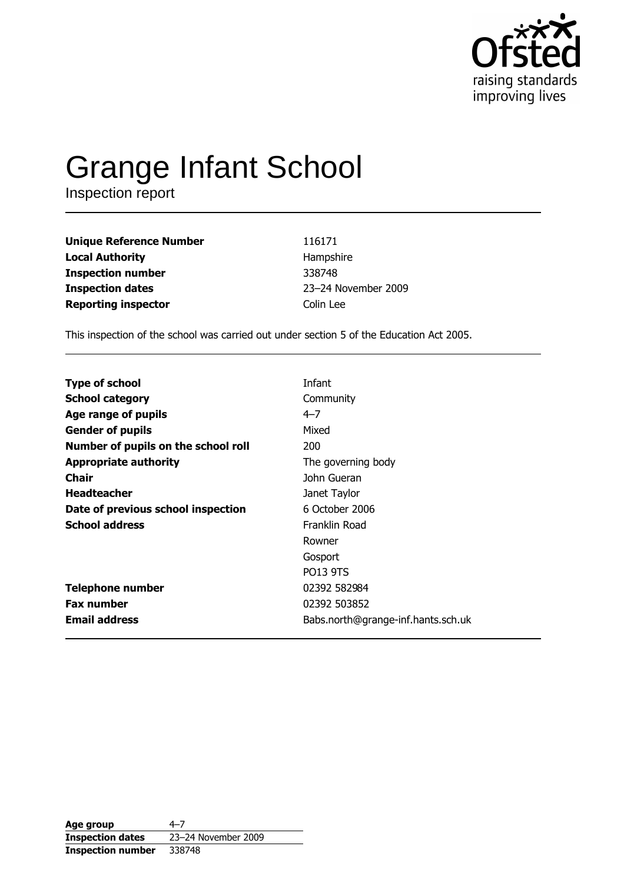Ofsted
raising standards
improving lives

# Grange Infant School

Inspection report

| | |
|---|---|
| **Unique Reference Number** | 116171 |
| **Local Authority** | Hampshire |
| **Inspection number** | 338748 |
| **Inspection dates** | 23–24 November 2009 |
| **Reporting inspector** | Colin Lee |

This inspection of the school was carried out under section 5 of the Education Act 2005.

| | |
|---|---|
| **Type of school** | Infant |
| **School category** | Community |
| **Age range of pupils** | 4–7 |
| **Gender of pupils** | Mixed |
| **Number of pupils on the school roll** | 200 |
| **Appropriate authority** | The governing body |
| **Chair** | John Gueran |
| **Headteacher** | Janet Taylor |
| **Date of previous school inspection** | 6 October 2006 |
| **School address** | Franklin Road<br>Rowner<br>Gosport<br>PO13 9TS |
| **Telephone number** | 02392 582984 |
| **Fax number** | 02392 503852 |
| **Email address** | Babs.north@grange-inf.hants.sch.uk |

| | |
|---|---|
| **Age group** | 4–7 |
| **Inspection dates** | 23–24 November 2009 |
| **Inspection number** | 338748 |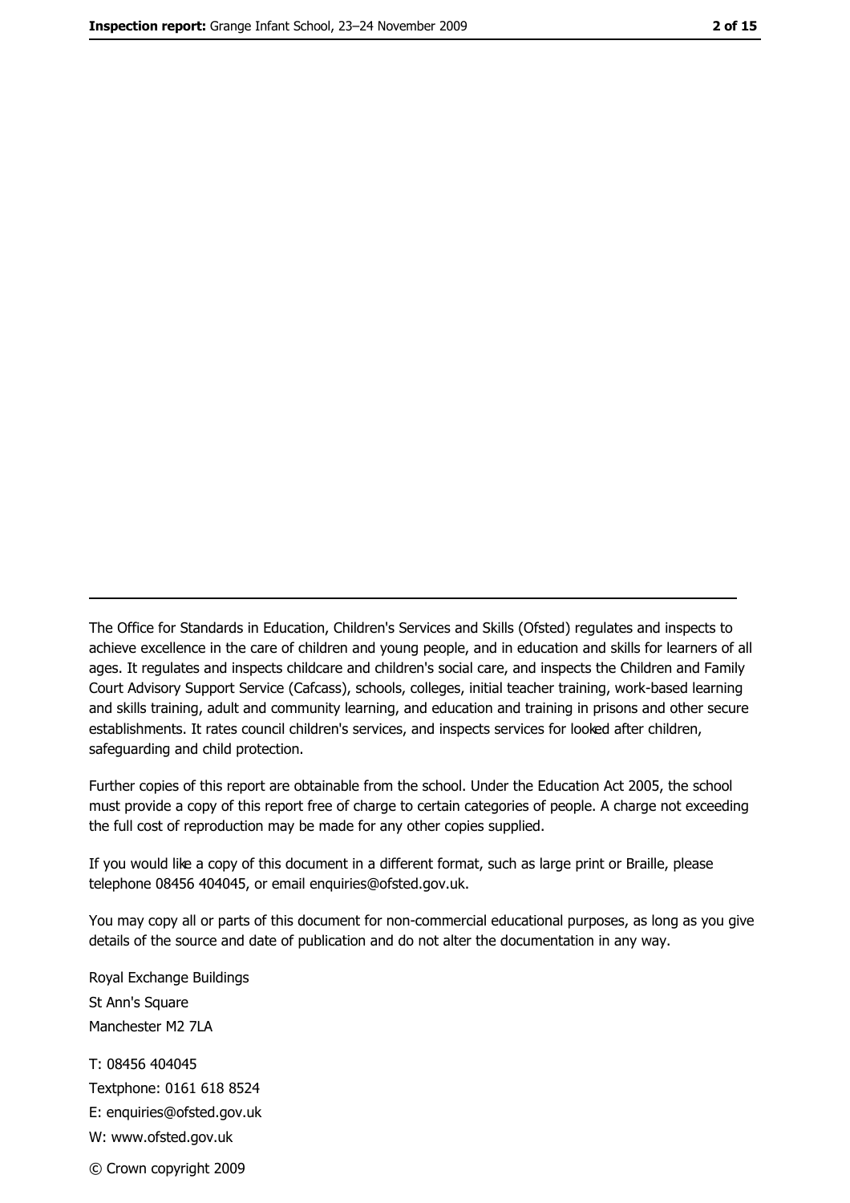The Office for Standards in Education, Children's Services and Skills (Ofsted) regulates and inspects to achieve excellence in the care of children and young people, and in education and skills for learners of all ages. It regulates and inspects childcare and children's social care, and inspects the Children and Family Court Advisory Support Service (Cafcass), schools, colleges, initial teacher training, work-based learning and skills training, adult and community learning, and education and training in prisons and other secure establishments. It rates council children's services, and inspects services for looked after children, safeguarding and child protection.

Further copies of this report are obtainable from the school. Under the Education Act 2005, the school must provide a copy of this report free of charge to certain categories of people. A charge not exceeding the full cost of reproduction may be made for any other copies supplied.

If you would like a copy of this document in a different format, such as large print or Braille, please telephone 08456 404045, or email enquiries@ofsted.gov.uk.

You may copy all or parts of this document for non-commercial educational purposes, as long as you give details of the source and date of publication and do not alter the documentation in any way.

Royal Exchange Buildings
St Ann's Square
Manchester M2 7LA

T: 08456 404045
Textphone: 0161 618 8524
E: enquiries@ofsted.gov.uk
W: www.ofsted.gov.uk

© Crown copyright 2009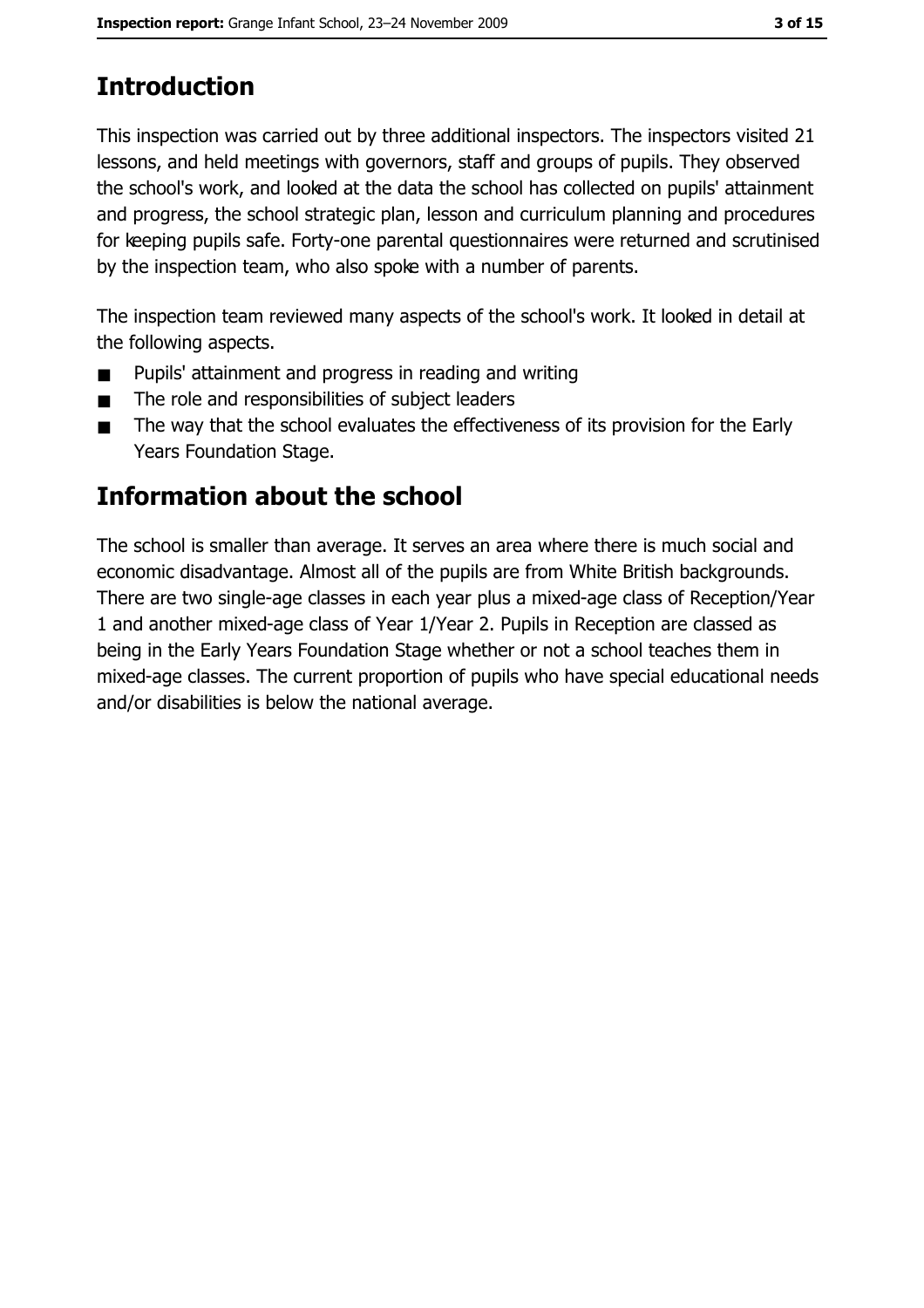## Introduction

This inspection was carried out by three additional inspectors. The inspectors visited 21 lessons, and held meetings with governors, staff and groups of pupils. They observed the school's work, and looked at the data the school has collected on pupils' attainment and progress, the school strategic plan, lesson and curriculum planning and procedures for keeping pupils safe. Forty-one parental questionnaires were returned and scrutinised by the inspection team, who also spoke with a number of parents.

The inspection team reviewed many aspects of the school's work. It looked in detail at the following aspects.

- Pupils' attainment and progress in reading and writing
- The role and responsibilities of subject leaders
- The way that the school evaluates the effectiveness of its provision for the Early Years Foundation Stage.

## Information about the school

The school is smaller than average. It serves an area where there is much social and economic disadvantage. Almost all of the pupils are from White British backgrounds. There are two single-age classes in each year plus a mixed-age class of Reception/Year 1 and another mixed-age class of Year 1/Year 2. Pupils in Reception are classed as being in the Early Years Foundation Stage whether or not a school teaches them in mixed-age classes. The current proportion of pupils who have special educational needs and/or disabilities is below the national average.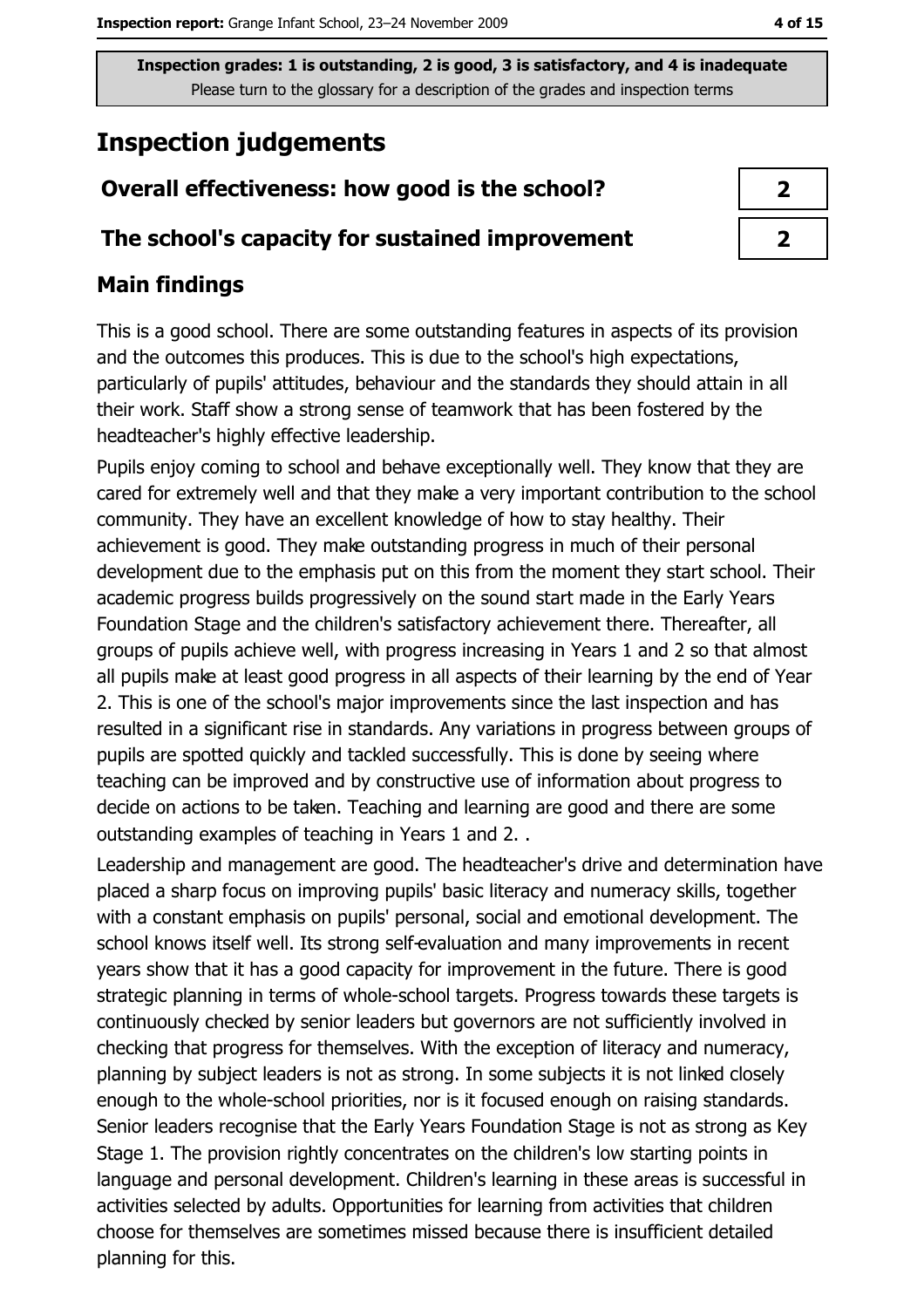Inspection grades: 1 is outstanding, 2 is good, 3 is satisfactory, and 4 is inadequate
Please turn to the glossary for a description of the grades and inspection terms

# Inspection judgements

| Overall effectiveness: how good is the school? | 2 |
|---|---|
| The school's capacity for sustained improvement | 2 |

## Main findings

This is a good school. There are some outstanding features in aspects of its provision and the outcomes this produces. This is due to the school's high expectations, particularly of pupils' attitudes, behaviour and the standards they should attain in all their work. Staff show a strong sense of teamwork that has been fostered by the headteacher's highly effective leadership.

Pupils enjoy coming to school and behave exceptionally well. They know that they are cared for extremely well and that they make a very important contribution to the school community. They have an excellent knowledge of how to stay healthy. Their achievement is good. They make outstanding progress in much of their personal development due to the emphasis put on this from the moment they start school. Their academic progress builds progressively on the sound start made in the Early Years Foundation Stage and the children's satisfactory achievement there. Thereafter, all groups of pupils achieve well, with progress increasing in Years 1 and 2 so that almost all pupils make at least good progress in all aspects of their learning by the end of Year 2. This is one of the school's major improvements since the last inspection and has resulted in a significant rise in standards. Any variations in progress between groups of pupils are spotted quickly and tackled successfully. This is done by seeing where teaching can be improved and by constructive use of information about progress to decide on actions to be taken. Teaching and learning are good and there are some outstanding examples of teaching in Years 1 and 2. .

Leadership and management are good. The headteacher's drive and determination have placed a sharp focus on improving pupils' basic literacy and numeracy skills, together with a constant emphasis on pupils' personal, social and emotional development. The school knows itself well. Its strong self-evaluation and many improvements in recent years show that it has a good capacity for improvement in the future. There is good strategic planning in terms of whole-school targets. Progress towards these targets is continuously checked by senior leaders but governors are not sufficiently involved in checking that progress for themselves. With the exception of literacy and numeracy, planning by subject leaders is not as strong. In some subjects it is not linked closely enough to the whole-school priorities, nor is it focused enough on raising standards. Senior leaders recognise that the Early Years Foundation Stage is not as strong as Key Stage 1. The provision rightly concentrates on the children's low starting points in language and personal development. Children's learning in these areas is successful in activities selected by adults. Opportunities for learning from activities that children choose for themselves are sometimes missed because there is insufficient detailed planning for this.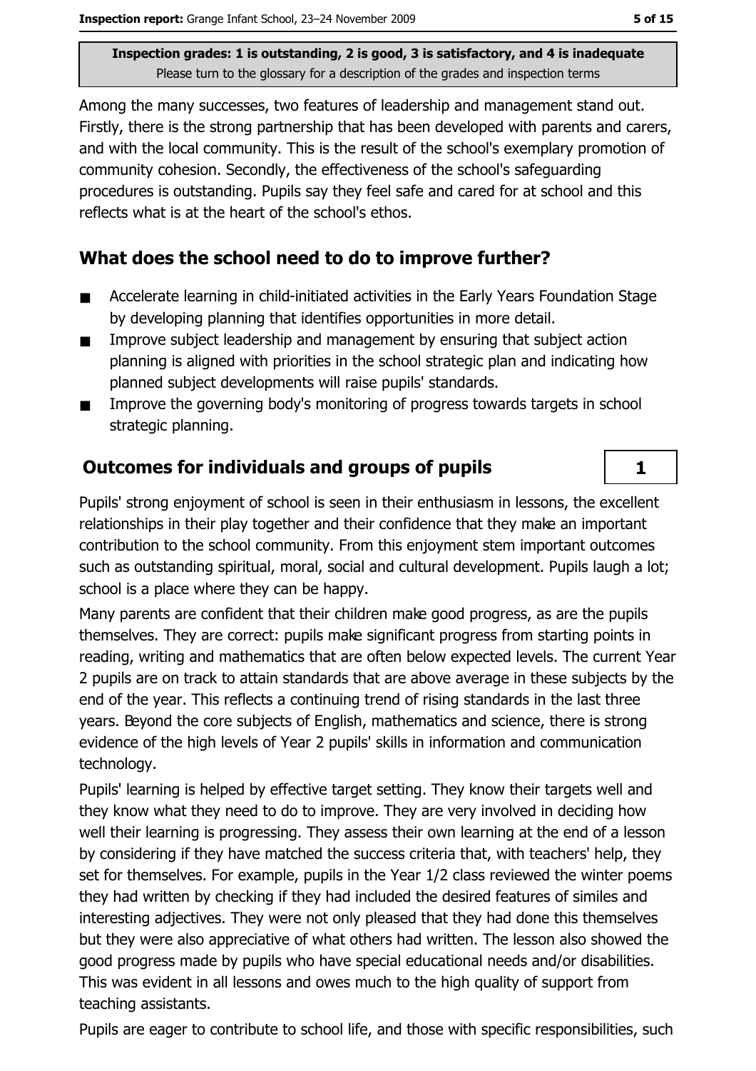Among the many successes, two features of leadership and management stand out. Firstly, there is the strong partnership that has been developed with parents and carers, and with the local community. This is the result of the school's exemplary promotion of community cohesion. Secondly, the effectiveness of the school's safeguarding procedures is outstanding. Pupils say they feel safe and cared for at school and this reflects what is at the heart of the school's ethos.

## What does the school need to do to improve further?

- Accelerate learning in child-initiated activities in the Early Years Foundation Stage by developing planning that identifies opportunities in more detail.
- Improve subject leadership and management by ensuring that subject action planning is aligned with priorities in the school strategic plan and indicating how planned subject developments will raise pupils' standards.
- Improve the governing body's monitoring of progress towards targets in school strategic planning.

## Outcomes for individuals and groups of pupils

**1**

Pupils' strong enjoyment of school is seen in their enthusiasm in lessons, the excellent relationships in their play together and their confidence that they make an important contribution to the school community. From this enjoyment stem important outcomes such as outstanding spiritual, moral, social and cultural development. Pupils laugh a lot; school is a place where they can be happy.

Many parents are confident that their children make good progress, as are the pupils themselves. They are correct: pupils make significant progress from starting points in reading, writing and mathematics that are often below expected levels. The current Year 2 pupils are on track to attain standards that are above average in these subjects by the end of the year. This reflects a continuing trend of rising standards in the last three years. Beyond the core subjects of English, mathematics and science, there is strong evidence of the high levels of Year 2 pupils' skills in information and communication technology.

Pupils' learning is helped by effective target setting. They know their targets well and they know what they need to do to improve. They are very involved in deciding how well their learning is progressing. They assess their own learning at the end of a lesson by considering if they have matched the success criteria that, with teachers' help, they set for themselves. For example, pupils in the Year 1/2 class reviewed the winter poems they had written by checking if they had included the desired features of similes and interesting adjectives. They were not only pleased that they had done this themselves but they were also appreciative of what others had written. The lesson also showed the good progress made by pupils who have special educational needs and/or disabilities. This was evident in all lessons and owes much to the high quality of support from teaching assistants.

Pupils are eager to contribute to school life, and those with specific responsibilities, such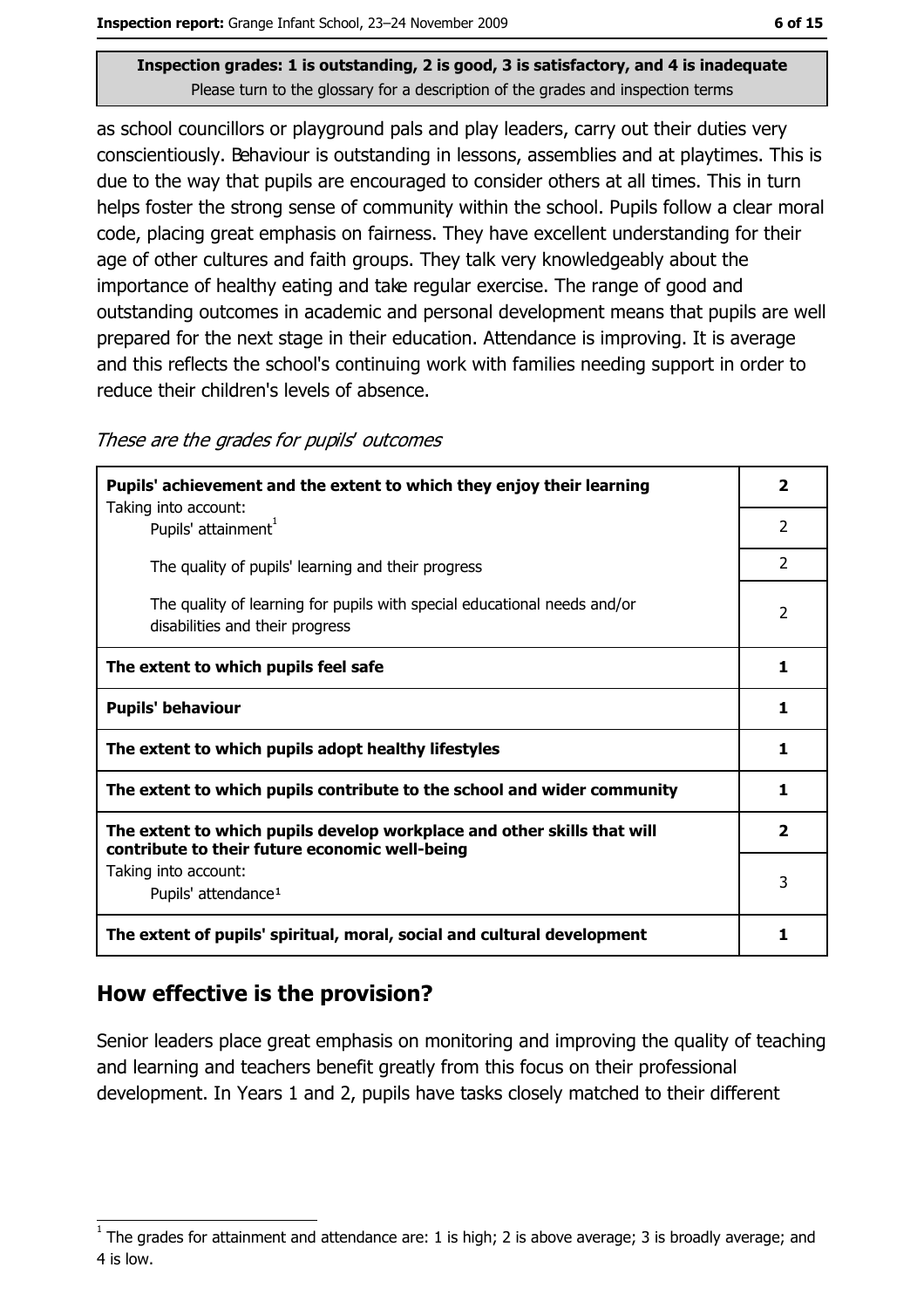**Inspection grades: 1 is outstanding, 2 is good, 3 is satisfactory, and 4 is inadequate**
Please turn to the glossary for a description of the grades and inspection terms

as school councillors or playground pals and play leaders, carry out their duties very conscientiously. Behaviour is outstanding in lessons, assemblies and at playtimes. This is due to the way that pupils are encouraged to consider others at all times. This in turn helps foster the strong sense of community within the school. Pupils follow a clear moral code, placing great emphasis on fairness. They have excellent understanding for their age of other cultures and faith groups. They talk very knowledgeably about the importance of healthy eating and take regular exercise. The range of good and outstanding outcomes in academic and personal development means that pupils are well prepared for the next stage in their education. Attendance is improving. It is average and this reflects the school's continuing work with families needing support in order to reduce their children's levels of absence.

*These are the grades for pupils' outcomes*

| | |
|---|---|
| **Pupils' achievement and the extent to which they enjoy their learning** | **2** |
| Taking into account: Pupils' attainment[1] | 2 |
| The quality of pupils' learning and their progress | 2 |
| The quality of learning for pupils with special educational needs and/or disabilities and their progress | 2 |
| **The extent to which pupils feel safe** | **1** |
| **Pupils' behaviour** | **1** |
| **The extent to which pupils adopt healthy lifestyles** | **1** |
| **The extent to which pupils contribute to the school and wider community** | **1** |
| **The extent to which pupils develop workplace and other skills that will contribute to their future economic well-being** | **2** |
| Taking into account: Pupils' attendance[1] | 3 |
| **The extent of pupils' spiritual, moral, social and cultural development** | **1** |

## How effective is the provision?

Senior leaders place great emphasis on monitoring and improving the quality of teaching and learning and teachers benefit greatly from this focus on their professional development. In Years 1 and 2, pupils have tasks closely matched to their different

[1] The grades for attainment and attendance are: 1 is high; 2 is above average; 3 is broadly average; and 4 is low.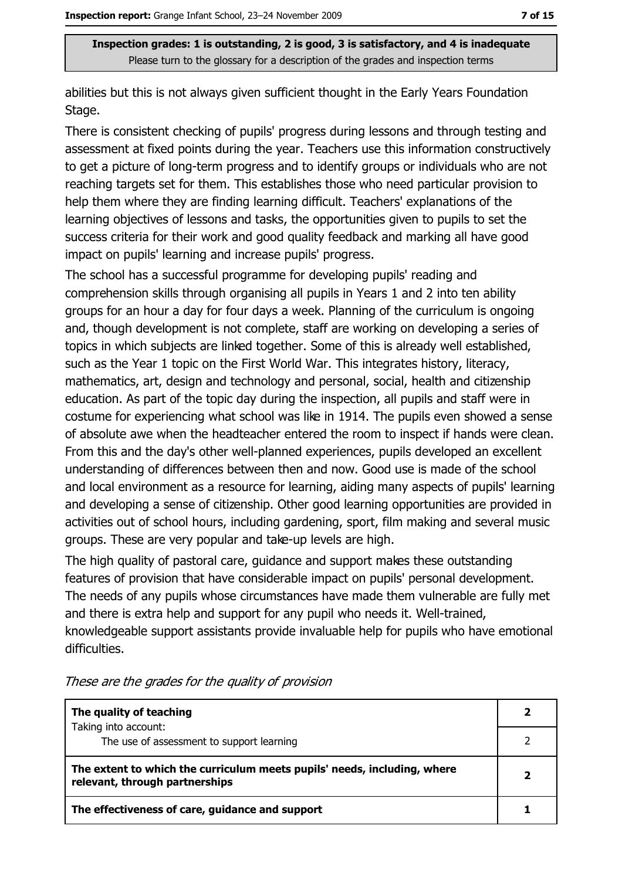**Inspection grades: 1 is outstanding, 2 is good, 3 is satisfactory, and 4 is inadequate**
Please turn to the glossary for a description of the grades and inspection terms

abilities but this is not always given sufficient thought in the Early Years Foundation Stage.

There is consistent checking of pupils' progress during lessons and through testing and assessment at fixed points during the year. Teachers use this information constructively to get a picture of long-term progress and to identify groups or individuals who are not reaching targets set for them. This establishes those who need particular provision to help them where they are finding learning difficult. Teachers' explanations of the learning objectives of lessons and tasks, the opportunities given to pupils to set the success criteria for their work and good quality feedback and marking all have good impact on pupils' learning and increase pupils' progress.

The school has a successful programme for developing pupils' reading and comprehension skills through organising all pupils in Years 1 and 2 into ten ability groups for an hour a day for four days a week. Planning of the curriculum is ongoing and, though development is not complete, staff are working on developing a series of topics in which subjects are linked together. Some of this is already well established, such as the Year 1 topic on the First World War. This integrates history, literacy, mathematics, art, design and technology and personal, social, health and citizenship education. As part of the topic day during the inspection, all pupils and staff were in costume for experiencing what school was like in 1914. The pupils even showed a sense of absolute awe when the headteacher entered the room to inspect if hands were clean. From this and the day's other well-planned experiences, pupils developed an excellent understanding of differences between then and now. Good use is made of the school and local environment as a resource for learning, aiding many aspects of pupils' learning and developing a sense of citizenship. Other good learning opportunities are provided in activities out of school hours, including gardening, sport, film making and several music groups. These are very popular and take-up levels are high.

The high quality of pastoral care, guidance and support makes these outstanding features of provision that have considerable impact on pupils' personal development. The needs of any pupils whose circumstances have made them vulnerable are fully met and there is extra help and support for any pupil who needs it. Well-trained, knowledgeable support assistants provide invaluable help for pupils who have emotional difficulties.

*These are the grades for the quality of provision*

| | |
|---|---|
| **The quality of teaching** | **2** |
| Taking into account: The use of assessment to support learning | 2 |
| **The extent to which the curriculum meets pupils' needs, including, where relevant, through partnerships** | **2** |
| **The effectiveness of care, guidance and support** | **1** |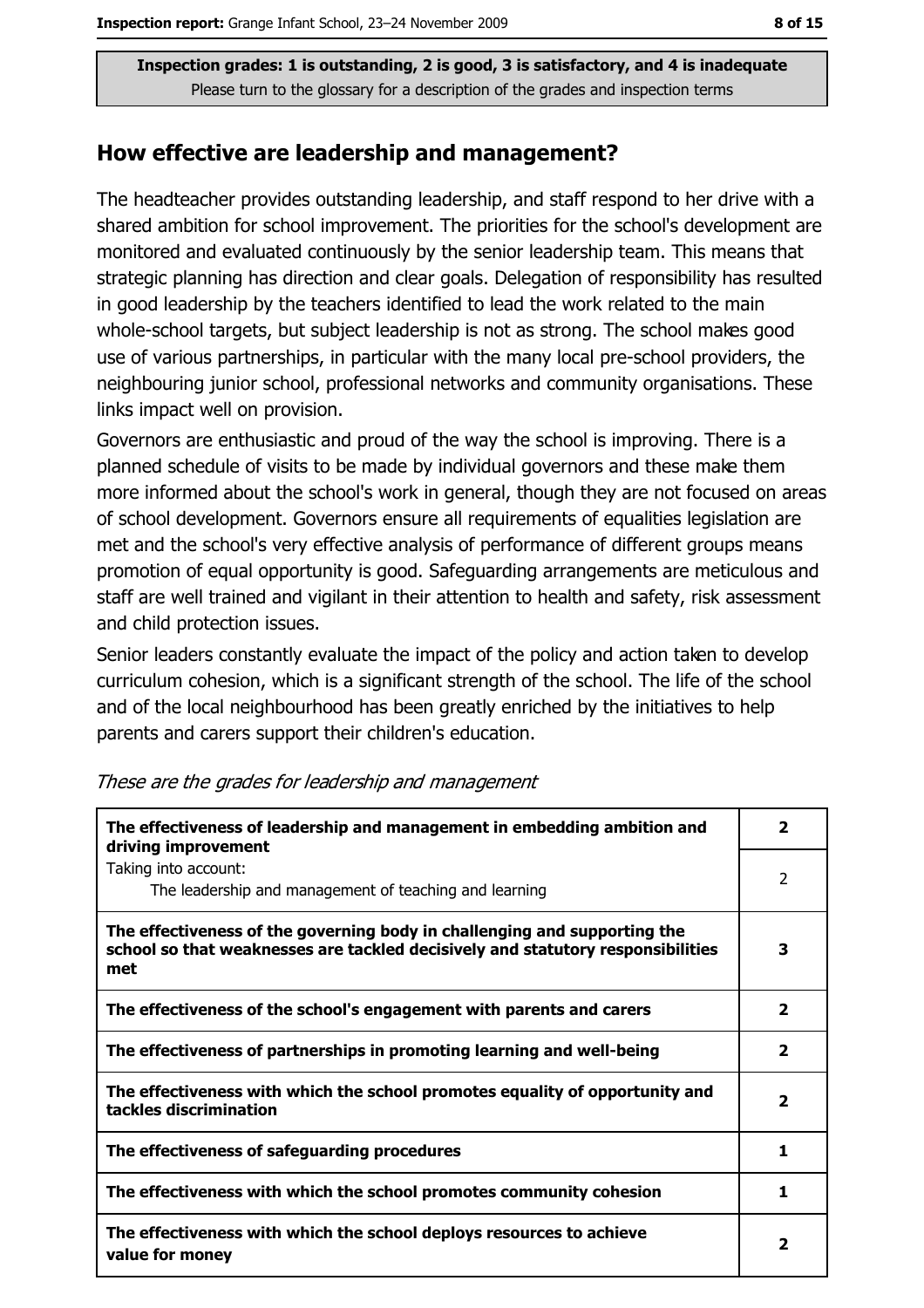Inspection grades: 1 is outstanding, 2 is good, 3 is satisfactory, and 4 is inadequate
Please turn to the glossary for a description of the grades and inspection terms

## How effective are leadership and management?

The headteacher provides outstanding leadership, and staff respond to her drive with a shared ambition for school improvement. The priorities for the school's development are monitored and evaluated continuously by the senior leadership team. This means that strategic planning has direction and clear goals. Delegation of responsibility has resulted in good leadership by the teachers identified to lead the work related to the main whole-school targets, but subject leadership is not as strong. The school makes good use of various partnerships, in particular with the many local pre-school providers, the neighbouring junior school, professional networks and community organisations. These links impact well on provision.

Governors are enthusiastic and proud of the way the school is improving. There is a planned schedule of visits to be made by individual governors and these make them more informed about the school's work in general, though they are not focused on areas of school development. Governors ensure all requirements of equalities legislation are met and the school's very effective analysis of performance of different groups means promotion of equal opportunity is good. Safeguarding arrangements are meticulous and staff are well trained and vigilant in their attention to health and safety, risk assessment and child protection issues.

Senior leaders constantly evaluate the impact of the policy and action taken to develop curriculum cohesion, which is a significant strength of the school. The life of the school and of the local neighbourhood has been greatly enriched by the initiatives to help parents and carers support their children's education.

*These are the grades for leadership and management*

| | |
|---|---|
| **The effectiveness of leadership and management in embedding ambition and driving improvement** | **2** |
| Taking into account: The leadership and management of teaching and learning | 2 |
| **The effectiveness of the governing body in challenging and supporting the school so that weaknesses are tackled decisively and statutory responsibilities met** | **3** |
| **The effectiveness of the school's engagement with parents and carers** | **2** |
| **The effectiveness of partnerships in promoting learning and well-being** | **2** |
| **The effectiveness with which the school promotes equality of opportunity and tackles discrimination** | **2** |
| **The effectiveness of safeguarding procedures** | **1** |
| **The effectiveness with which the school promotes community cohesion** | **1** |
| **The effectiveness with which the school deploys resources to achieve value for money** | **2** |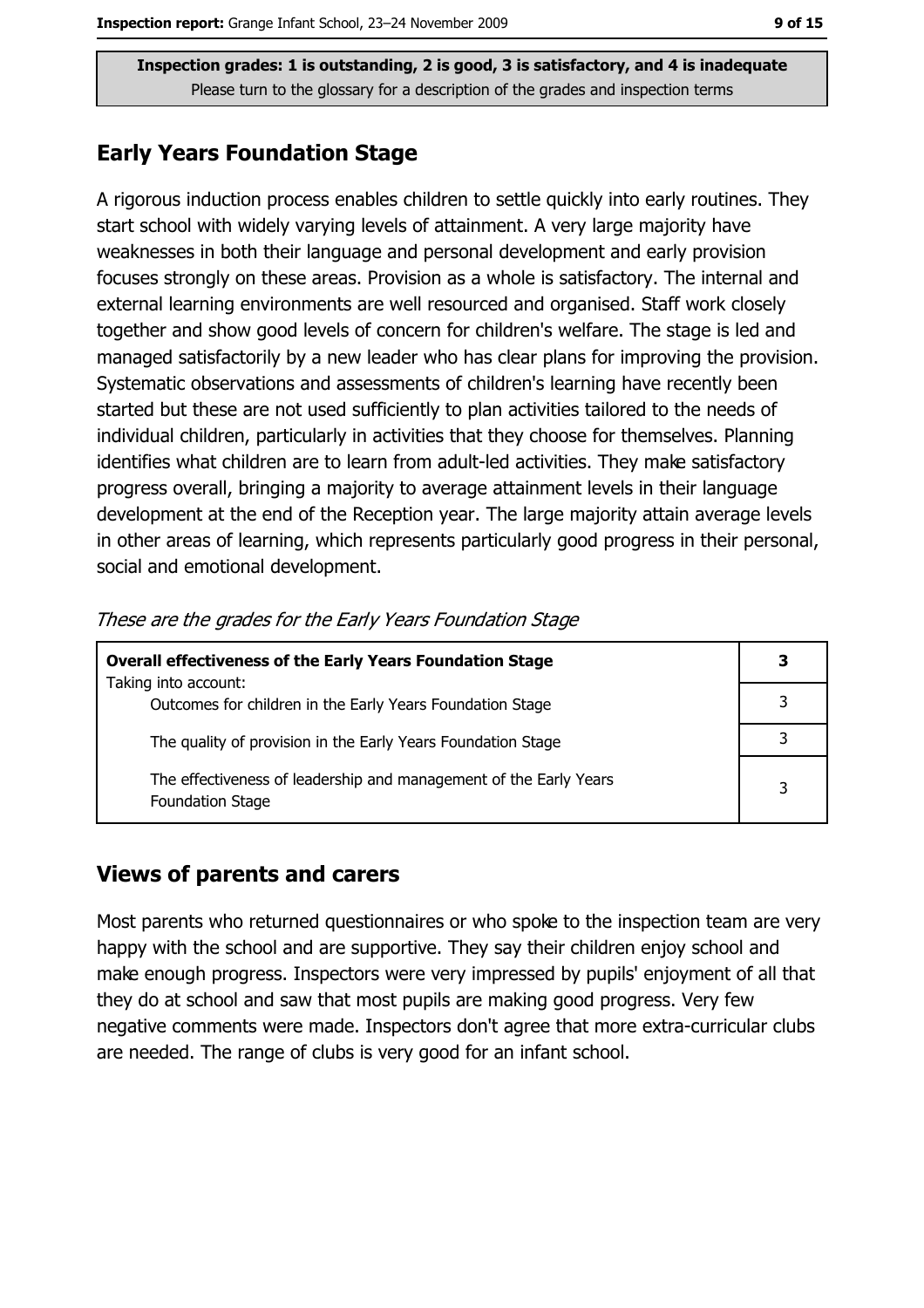Inspection grades: 1 is outstanding, 2 is good, 3 is satisfactory, and 4 is inadequate
Please turn to the glossary for a description of the grades and inspection terms

## Early Years Foundation Stage

A rigorous induction process enables children to settle quickly into early routines. They start school with widely varying levels of attainment. A very large majority have weaknesses in both their language and personal development and early provision focuses strongly on these areas. Provision as a whole is satisfactory. The internal and external learning environments are well resourced and organised. Staff work closely together and show good levels of concern for children's welfare. The stage is led and managed satisfactorily by a new leader who has clear plans for improving the provision. Systematic observations and assessments of children's learning have recently been started but these are not used sufficiently to plan activities tailored to the needs of individual children, particularly in activities that they choose for themselves. Planning identifies what children are to learn from adult-led activities. They make satisfactory progress overall, bringing a majority to average attainment levels in their language development at the end of the Reception year. The large majority attain average levels in other areas of learning, which represents particularly good progress in their personal, social and emotional development.

*These are the grades for the Early Years Foundation Stage*

| **Overall effectiveness of the Early Years Foundation Stage** Taking into account: | **3** |
|---|---|
| Outcomes for children in the Early Years Foundation Stage | 3 |
| The quality of provision in the Early Years Foundation Stage | 3 |
| The effectiveness of leadership and management of the Early Years Foundation Stage | 3 |

## Views of parents and carers

Most parents who returned questionnaires or who spoke to the inspection team are very happy with the school and are supportive. They say their children enjoy school and make enough progress. Inspectors were very impressed by pupils' enjoyment of all that they do at school and saw that most pupils are making good progress. Very few negative comments were made. Inspectors don't agree that more extra-curricular clubs are needed. The range of clubs is very good for an infant school.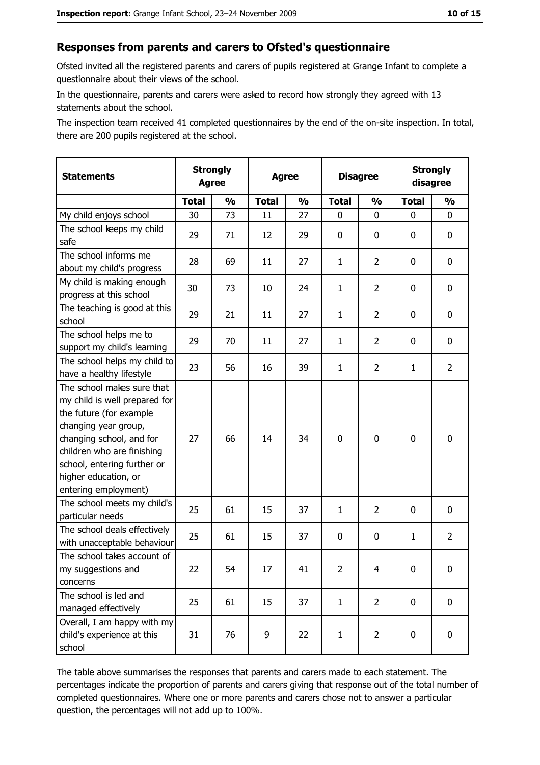## Responses from parents and carers to Ofsted's questionnaire

Ofsted invited all the registered parents and carers of pupils registered at Grange Infant to complete a questionnaire about their views of the school.

In the questionnaire, parents and carers were asked to record how strongly they agreed with 13 statements about the school.

The inspection team received 41 completed questionnaires by the end of the on-site inspection. In total, there are 200 pupils registered at the school.

| Statements | Strongly Agree | | Agree | | Disagree | | Strongly disagree | |
|---|---|---|---|---|---|---|---|---|
| | Total | % | Total | % | Total | % | Total | % |
| My child enjoys school | 30 | 73 | 11 | 27 | 0 | 0 | 0 | 0 |
| The school keeps my child safe | 29 | 71 | 12 | 29 | 0 | 0 | 0 | 0 |
| The school informs me about my child's progress | 28 | 69 | 11 | 27 | 1 | 2 | 0 | 0 |
| My child is making enough progress at this school | 30 | 73 | 10 | 24 | 1 | 2 | 0 | 0 |
| The teaching is good at this school | 29 | 21 | 11 | 27 | 1 | 2 | 0 | 0 |
| The school helps me to support my child's learning | 29 | 70 | 11 | 27 | 1 | 2 | 0 | 0 |
| The school helps my child to have a healthy lifestyle | 23 | 56 | 16 | 39 | 1 | 2 | 1 | 2 |
| The school makes sure that my child is well prepared for the future (for example changing year group, changing school, and for children who are finishing school, entering further or higher education, or entering employment) | 27 | 66 | 14 | 34 | 0 | 0 | 0 | 0 |
| The school meets my child's particular needs | 25 | 61 | 15 | 37 | 1 | 2 | 0 | 0 |
| The school deals effectively with unacceptable behaviour | 25 | 61 | 15 | 37 | 0 | 0 | 1 | 2 |
| The school takes account of my suggestions and concerns | 22 | 54 | 17 | 41 | 2 | 4 | 0 | 0 |
| The school is led and managed effectively | 25 | 61 | 15 | 37 | 1 | 2 | 0 | 0 |
| Overall, I am happy with my child's experience at this school | 31 | 76 | 9 | 22 | 1 | 2 | 0 | 0 |

The table above summarises the responses that parents and carers made to each statement. The percentages indicate the proportion of parents and carers giving that response out of the total number of completed questionnaires. Where one or more parents and carers chose not to answer a particular question, the percentages will not add up to 100%.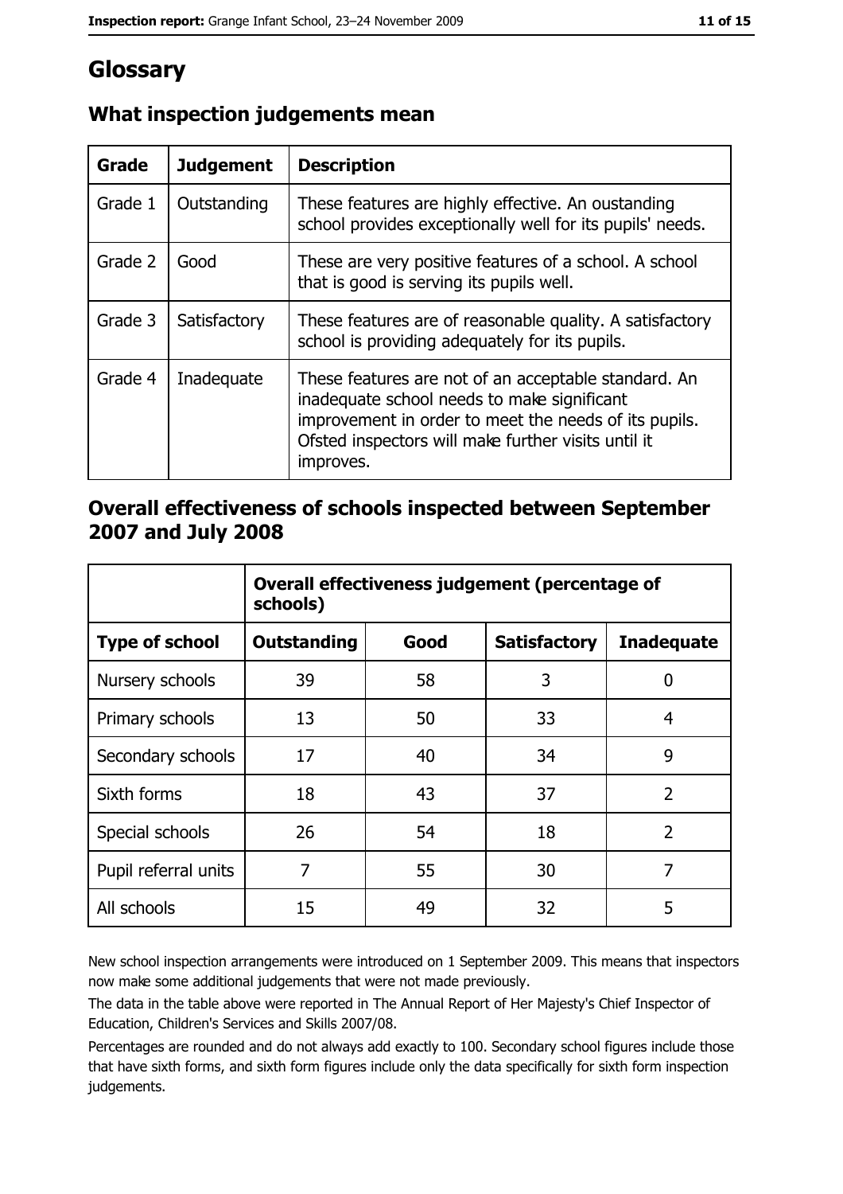# Glossary

## What inspection judgements mean

| Grade | Judgement | Description |
| --- | --- | --- |
| Grade 1 | Outstanding | These features are highly effective. An oustanding school provides exceptionally well for its pupils' needs. |
| Grade 2 | Good | These are very positive features of a school. A school that is good is serving its pupils well. |
| Grade 3 | Satisfactory | These features are of reasonable quality. A satisfactory school is providing adequately for its pupils. |
| Grade 4 | Inadequate | These features are not of an acceptable standard. An inadequate school needs to make significant improvement in order to meet the needs of its pupils. Ofsted inspectors will make further visits until it improves. |

## Overall effectiveness of schools inspected between September 2007 and July 2008

| | Overall effectiveness judgement (percentage of schools) | | | |
| --- | --- | --- | --- | --- |
| **Type of school** | **Outstanding** | **Good** | **Satisfactory** | **Inadequate** |
| Nursery schools | 39 | 58 | 3 | 0 |
| Primary schools | 13 | 50 | 33 | 4 |
| Secondary schools | 17 | 40 | 34 | 9 |
| Sixth forms | 18 | 43 | 37 | 2 |
| Special schools | 26 | 54 | 18 | 2 |
| Pupil referral units | 7 | 55 | 30 | 7 |
| All schools | 15 | 49 | 32 | 5 |

New school inspection arrangements were introduced on 1 September 2009. This means that inspectors now make some additional judgements that were not made previously.

The data in the table above were reported in The Annual Report of Her Majesty's Chief Inspector of Education, Children's Services and Skills 2007/08.

Percentages are rounded and do not always add exactly to 100. Secondary school figures include those that have sixth forms, and sixth form figures include only the data specifically for sixth form inspection judgements.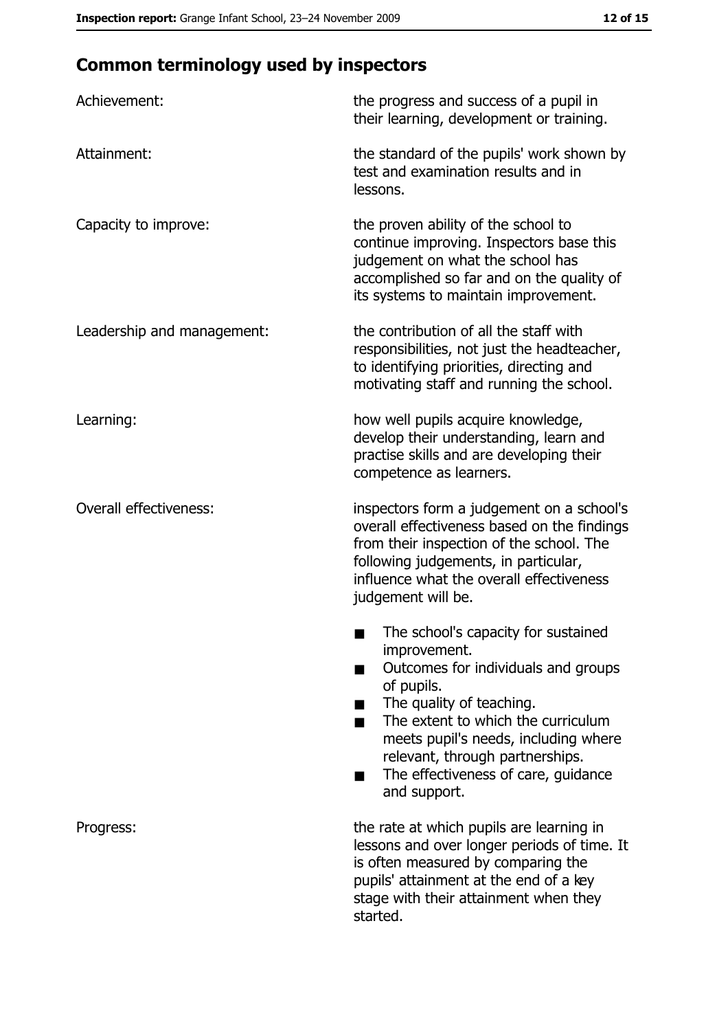## Common terminology used by inspectors

| | |
|---|---|
| Achievement: | the progress and success of a pupil in their learning, development or training. |
| Attainment: | the standard of the pupils' work shown by test and examination results and in lessons. |
| Capacity to improve: | the proven ability of the school to continue improving. Inspectors base this judgement on what the school has accomplished so far and on the quality of its systems to maintain improvement. |
| Leadership and management: | the contribution of all the staff with responsibilities, not just the headteacher, to identifying priorities, directing and motivating staff and running the school. |
| Learning: | how well pupils acquire knowledge, develop their understanding, learn and practise skills and are developing their competence as learners. |
| Overall effectiveness: | inspectors form a judgement on a school's overall effectiveness based on the findings from their inspection of the school. The following judgements, in particular, influence what the overall effectiveness judgement will be. <br>■ The school's capacity for sustained improvement. <br>■ Outcomes for individuals and groups of pupils. <br>■ The quality of teaching. <br>■ The extent to which the curriculum meets pupil's needs, including where relevant, through partnerships. <br>■ The effectiveness of care, guidance and support. |
| Progress: | the rate at which pupils are learning in lessons and over longer periods of time. It is often measured by comparing the pupils' attainment at the end of a key stage with their attainment when they started. |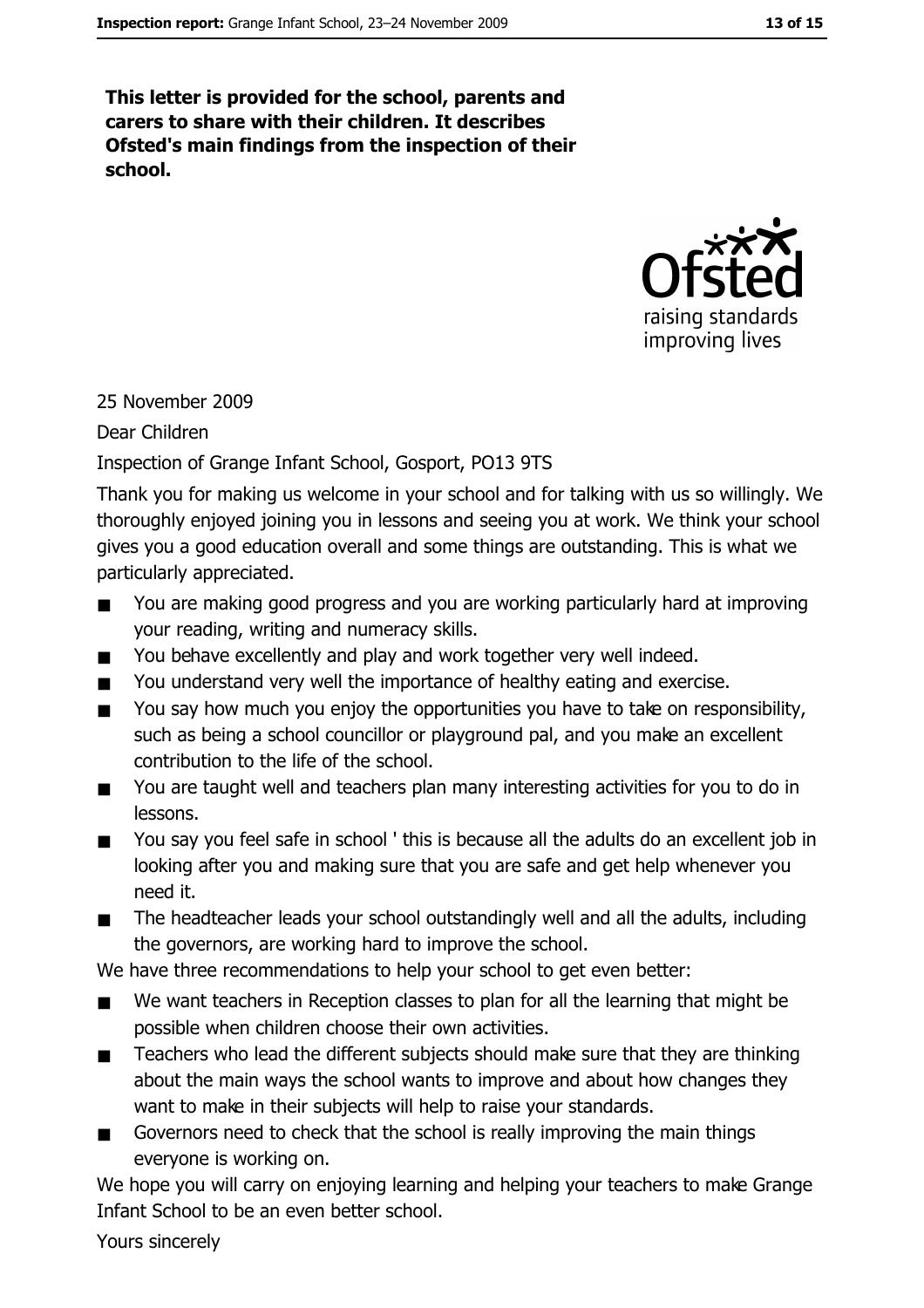**This letter is provided for the school, parents and carers to share with their children. It describes Ofsted's main findings from the inspection of their school.**

25 November 2009

Dear Children

Inspection of Grange Infant School, Gosport, PO13 9TS

Thank you for making us welcome in your school and for talking with us so willingly. We thoroughly enjoyed joining you in lessons and seeing you at work. We think your school gives you a good education overall and some things are outstanding. This is what we particularly appreciated.

- You are making good progress and you are working particularly hard at improving your reading, writing and numeracy skills.
- You behave excellently and play and work together very well indeed.
- You understand very well the importance of healthy eating and exercise.
- You say how much you enjoy the opportunities you have to take on responsibility, such as being a school councillor or playground pal, and you make an excellent contribution to the life of the school.
- You are taught well and teachers plan many interesting activities for you to do in lessons.
- You say you feel safe in school ' this is because all the adults do an excellent job in looking after you and making sure that you are safe and get help whenever you need it.
- The headteacher leads your school outstandingly well and all the adults, including the governors, are working hard to improve the school.

We have three recommendations to help your school to get even better:

- We want teachers in Reception classes to plan for all the learning that might be possible when children choose their own activities.
- Teachers who lead the different subjects should make sure that they are thinking about the main ways the school wants to improve and about how changes they want to make in their subjects will help to raise your standards.
- Governors need to check that the school is really improving the main things everyone is working on.

We hope you will carry on enjoying learning and helping your teachers to make Grange Infant School to be an even better school.

Yours sincerely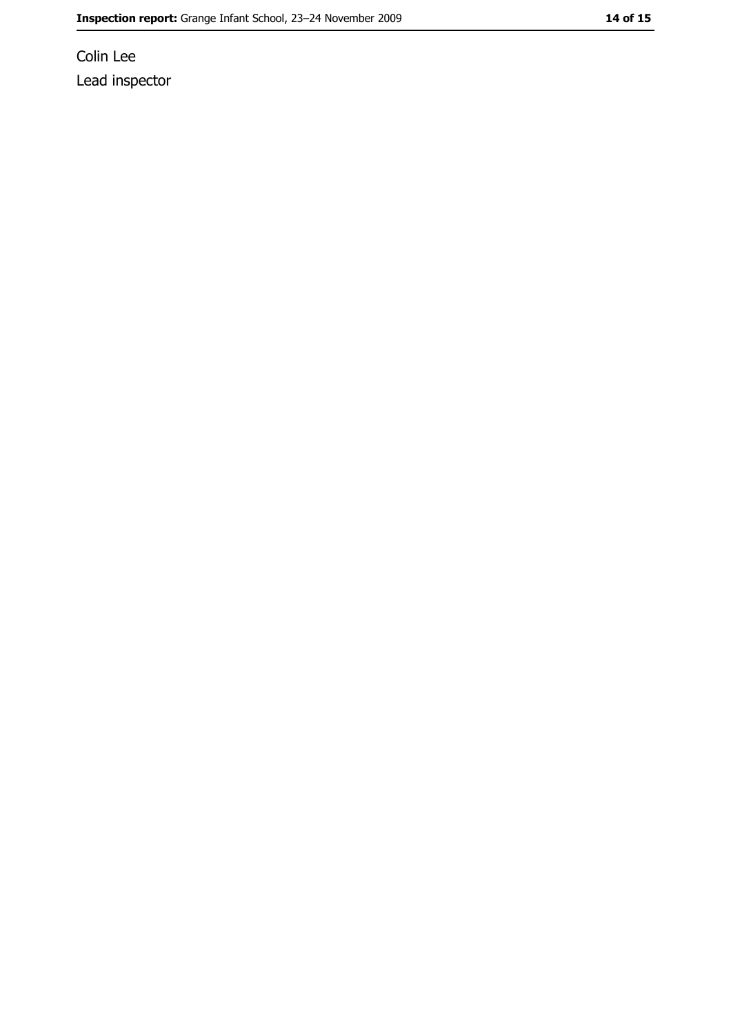Colin Lee

Lead inspector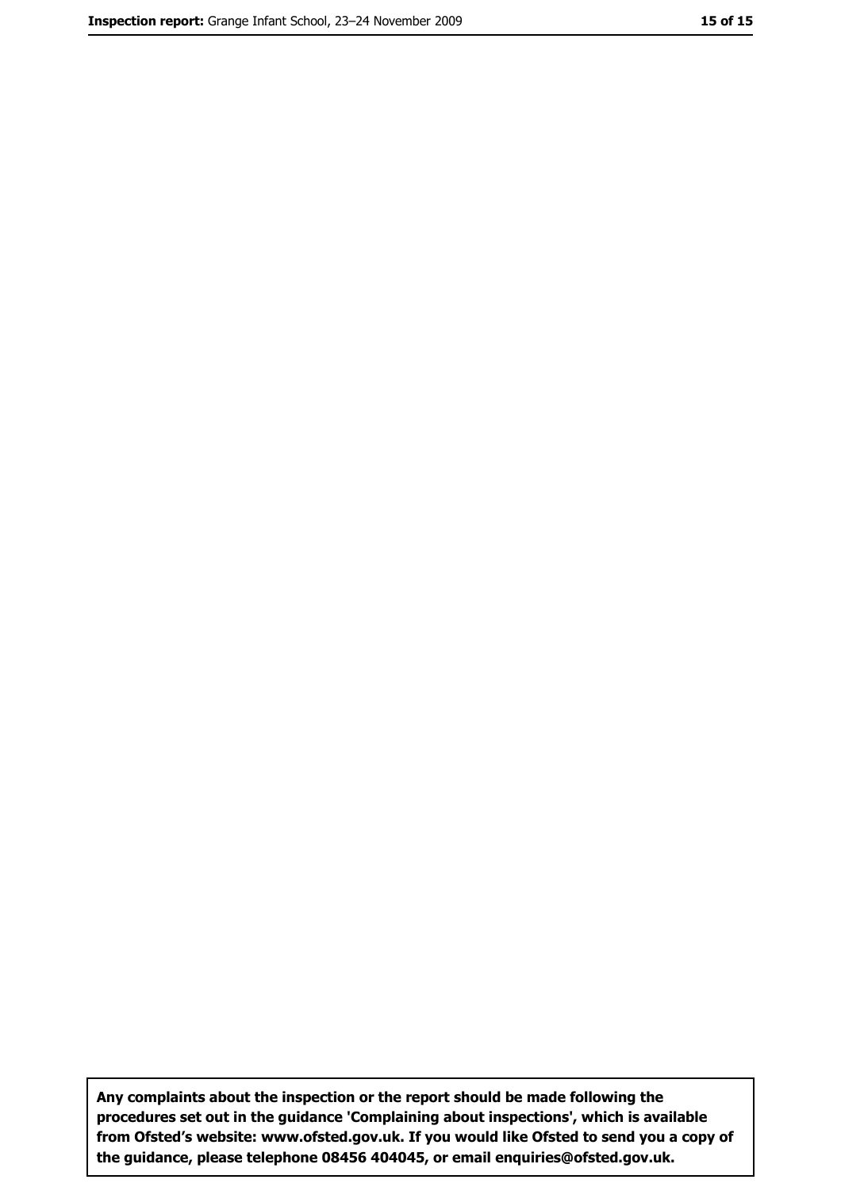**Any complaints about the inspection or the report should be made following the procedures set out in the guidance 'Complaining about inspections', which is available from Ofsted's website: www.ofsted.gov.uk. If you would like Ofsted to send you a copy of the guidance, please telephone 08456 404045, or email enquiries@ofsted.gov.uk.**